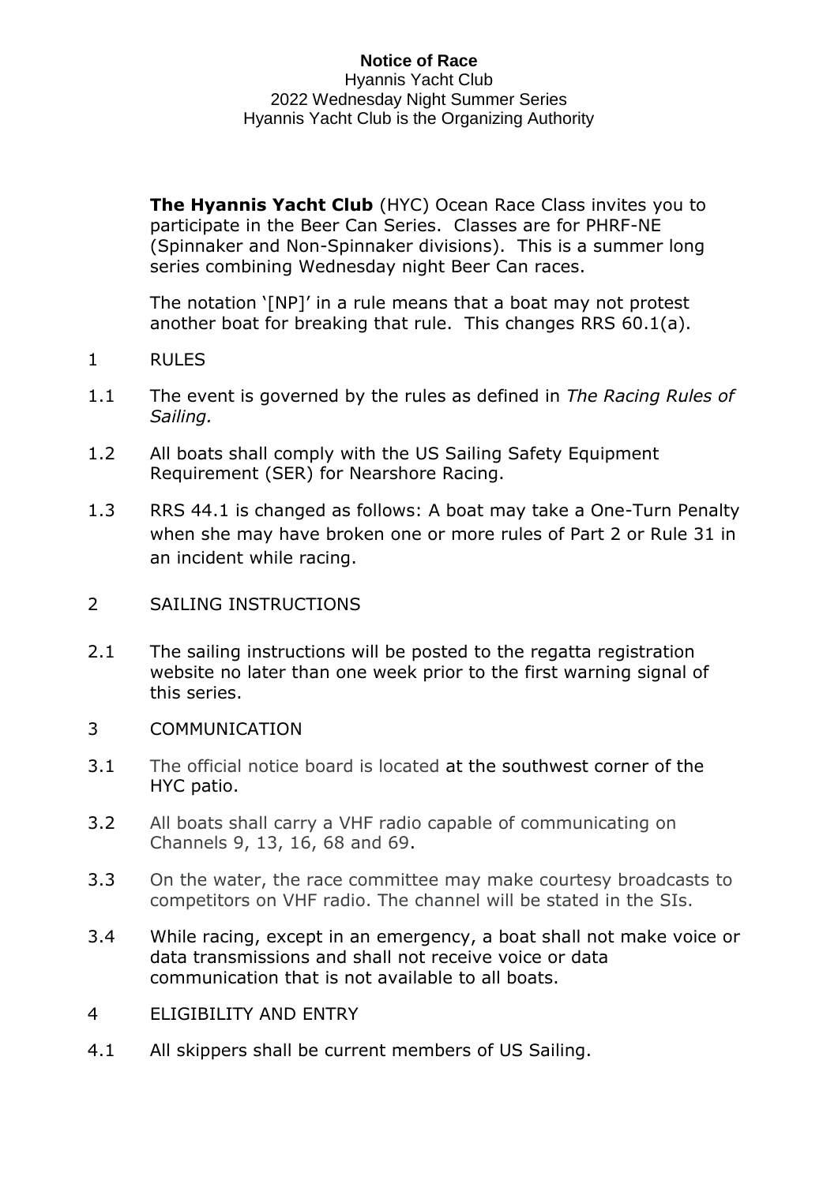**Notice of Race**
Hyannis Yacht Club
2022 Wednesday Night Summer Series
Hyannis Yacht Club is the Organizing Authority

**The Hyannis Yacht Club** (HYC) Ocean Race Class invites you to participate in the Beer Can Series. Classes are for PHRF-NE (Spinnaker and Non-Spinnaker divisions). This is a summer long series combining Wednesday night Beer Can races.

The notation '[NP]' in a rule means that a boat may not protest another boat for breaking that rule. This changes RRS 60.1(a).

## 1 RULES

1.1 The event is governed by the rules as defined in *The Racing Rules of Sailing.*

1.2 All boats shall comply with the US Sailing Safety Equipment Requirement (SER) for Nearshore Racing.

1.3 RRS 44.1 is changed as follows: A boat may take a One-Turn Penalty when she may have broken one or more rules of Part 2 or Rule 31 in an incident while racing.

## 2 SAILING INSTRUCTIONS

2.1 The sailing instructions will be posted to the regatta registration website no later than one week prior to the first warning signal of this series.

## 3 COMMUNICATION

3.1 The official notice board is located at the southwest corner of the HYC patio.

3.2 All boats shall carry a VHF radio capable of communicating on Channels 9, 13, 16, 68 and 69.

3.3 On the water, the race committee may make courtesy broadcasts to competitors on VHF radio. The channel will be stated in the SIs.

3.4 While racing, except in an emergency, a boat shall not make voice or data transmissions and shall not receive voice or data communication that is not available to all boats.

## 4 ELIGIBILITY AND ENTRY

4.1 All skippers shall be current members of US Sailing.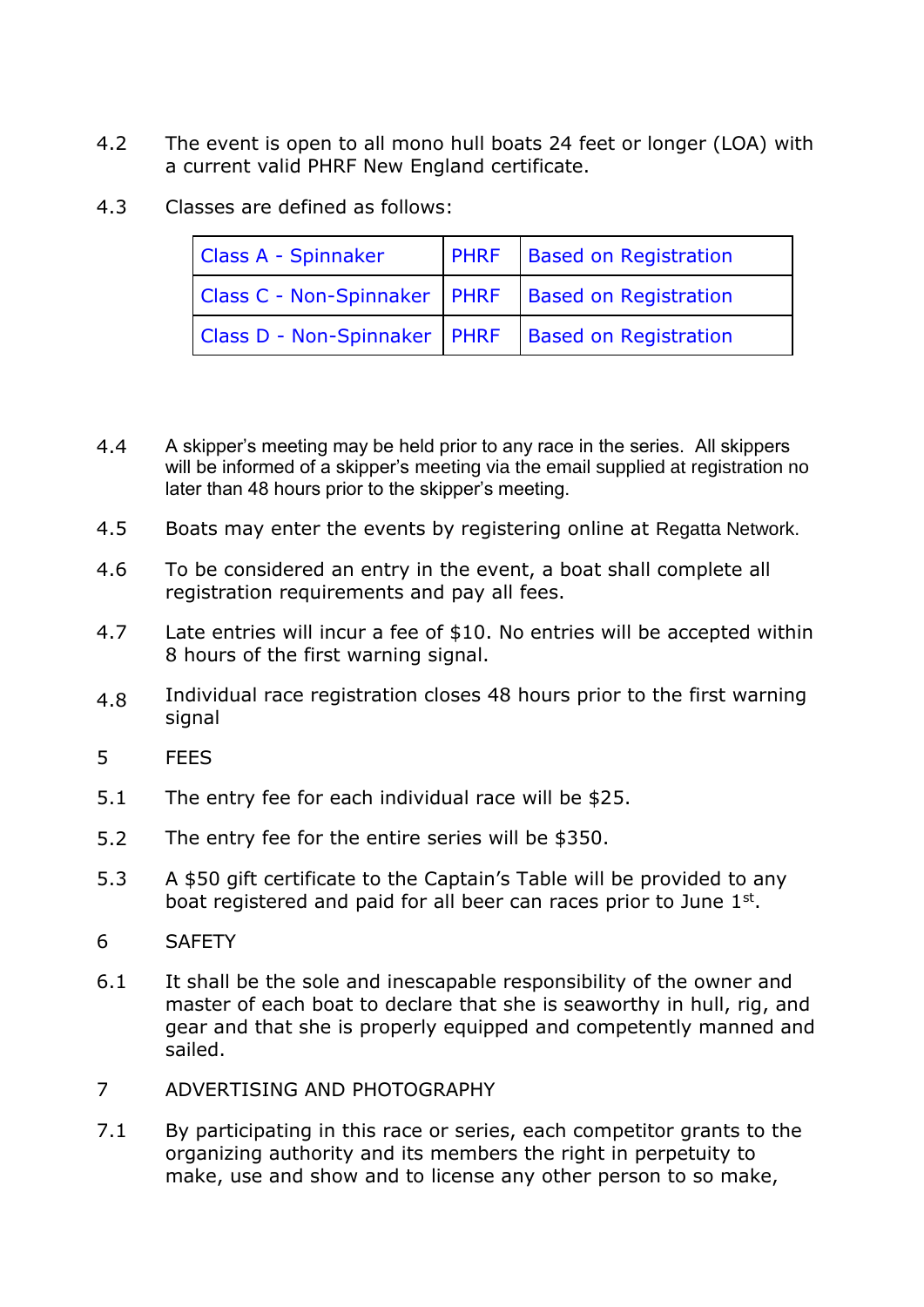4.2 The event is open to all mono hull boats 24 feet or longer (LOA) with a current valid PHRF New England certificate.

4.3 Classes are defined as follows:

| Class A - Spinnaker | PHRF | Based on Registration |
|---|---|---|
| Class C - Non-Spinnaker | PHRF | Based on Registration |
| Class D - Non-Spinnaker | PHRF | Based on Registration |

4.4 A skipper's meeting may be held prior to any race in the series. All skippers will be informed of a skipper's meeting via the email supplied at registration no later than 48 hours prior to the skipper's meeting.

4.5 Boats may enter the events by registering online at Regatta Network.

4.6 To be considered an entry in the event, a boat shall complete all registration requirements and pay all fees.

4.7 Late entries will incur a fee of $10. No entries will be accepted within 8 hours of the first warning signal.

4.8 Individual race registration closes 48 hours prior to the first warning signal

5 FEES

5.1 The entry fee for each individual race will be $25.

5.2 The entry fee for the entire series will be $350.

5.3 A $50 gift certificate to the Captain's Table will be provided to any boat registered and paid for all beer can races prior to June 1st.

6 SAFETY

6.1 It shall be the sole and inescapable responsibility of the owner and master of each boat to declare that she is seaworthy in hull, rig, and gear and that she is properly equipped and competently manned and sailed.

7 ADVERTISING AND PHOTOGRAPHY

7.1 By participating in this race or series, each competitor grants to the organizing authority and its members the right in perpetuity to make, use and show and to license any other person to so make,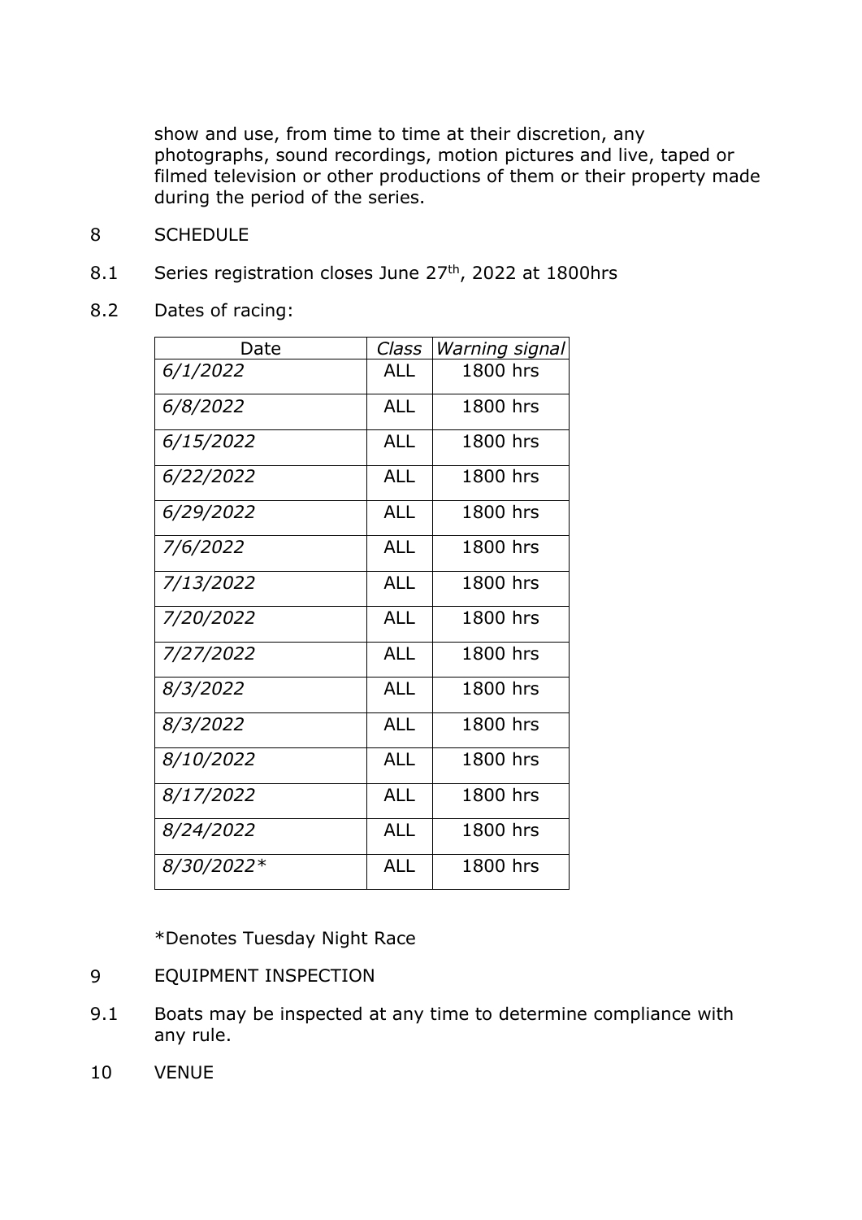show and use, from time to time at their discretion, any photographs, sound recordings, motion pictures and live, taped or filmed television or other productions of them or their property made during the period of the series.

8 SCHEDULE

8.1 Series registration closes June 27th, 2022 at 1800hrs

8.2 Dates of racing:

| Date | *Class* | *Warning signal* |
|---|---|---|
| *6/1/2022* | ALL | 1800 hrs |
| *6/8/2022* | ALL | 1800 hrs |
| *6/15/2022* | ALL | 1800 hrs |
| *6/22/2022* | ALL | 1800 hrs |
| *6/29/2022* | ALL | 1800 hrs |
| *7/6/2022* | ALL | 1800 hrs |
| *7/13/2022* | ALL | 1800 hrs |
| *7/20/2022* | ALL | 1800 hrs |
| *7/27/2022* | ALL | 1800 hrs |
| *8/3/2022* | ALL | 1800 hrs |
| *8/3/2022* | ALL | 1800 hrs |
| *8/10/2022* | ALL | 1800 hrs |
| *8/17/2022* | ALL | 1800 hrs |
| *8/24/2022* | ALL | 1800 hrs |
| *8/30/2022** | ALL | 1800 hrs |

*Denotes Tuesday Night Race

9 EQUIPMENT INSPECTION

9.1 Boats may be inspected at any time to determine compliance with any rule.

10 VENUE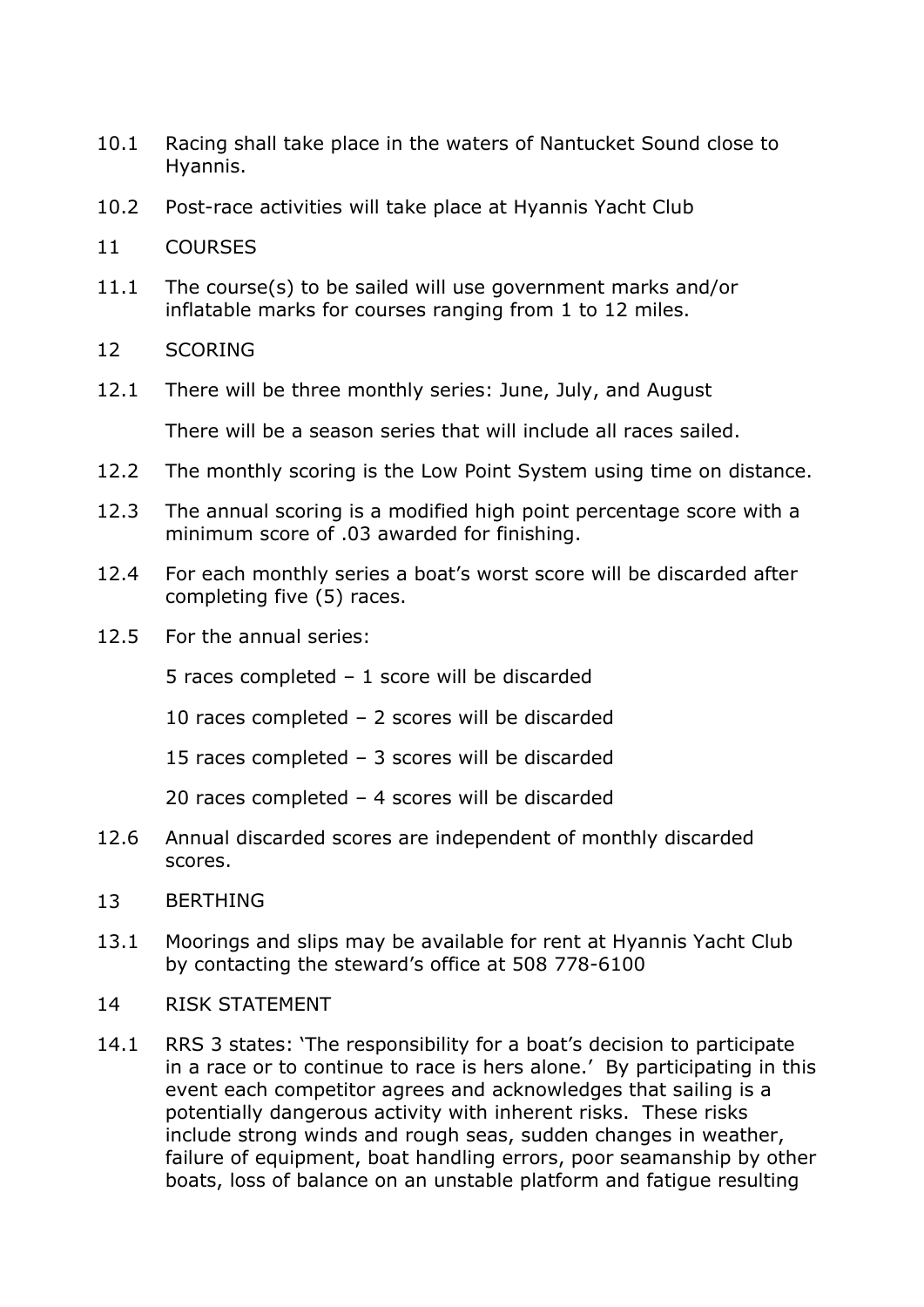10.1 Racing shall take place in the waters of Nantucket Sound close to Hyannis.

10.2 Post-race activities will take place at Hyannis Yacht Club

## 11 COURSES

11.1 The course(s) to be sailed will use government marks and/or inflatable marks for courses ranging from 1 to 12 miles.

## 12 SCORING

12.1 There will be three monthly series: June, July, and August

There will be a season series that will include all races sailed.

12.2 The monthly scoring is the Low Point System using time on distance.

12.3 The annual scoring is a modified high point percentage score with a minimum score of .03 awarded for finishing.

12.4 For each monthly series a boat's worst score will be discarded after completing five (5) races.

12.5 For the annual series:

5 races completed – 1 score will be discarded

10 races completed – 2 scores will be discarded

15 races completed – 3 scores will be discarded

20 races completed – 4 scores will be discarded

12.6 Annual discarded scores are independent of monthly discarded scores.

## 13 BERTHING

13.1 Moorings and slips may be available for rent at Hyannis Yacht Club by contacting the steward's office at 508 778-6100

## 14 RISK STATEMENT

14.1 RRS 3 states: 'The responsibility for a boat's decision to participate in a race or to continue to race is hers alone.' By participating in this event each competitor agrees and acknowledges that sailing is a potentially dangerous activity with inherent risks. These risks include strong winds and rough seas, sudden changes in weather, failure of equipment, boat handling errors, poor seamanship by other boats, loss of balance on an unstable platform and fatigue resulting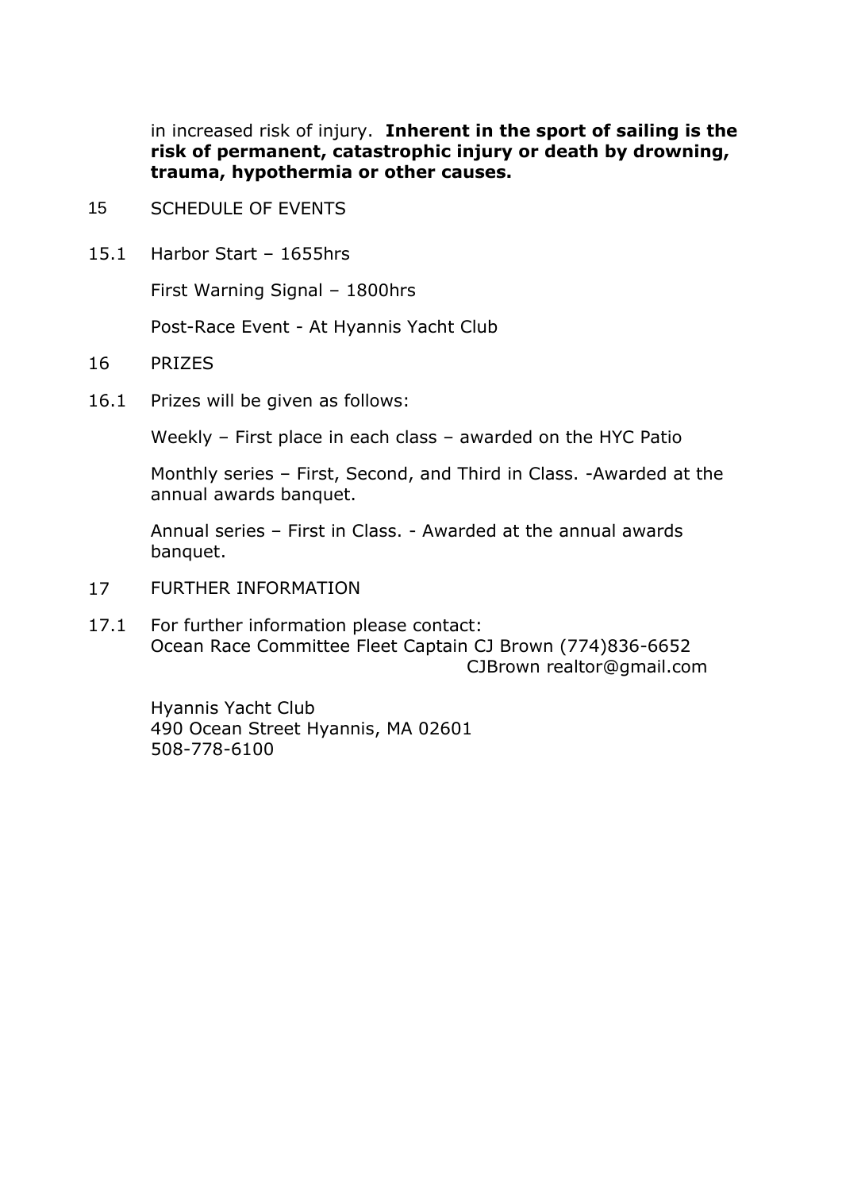in increased risk of injury. **Inherent in the sport of sailing is the risk of permanent, catastrophic injury or death by drowning, trauma, hypothermia or other causes.**

15 SCHEDULE OF EVENTS

15.1 Harbor Start – 1655hrs

First Warning Signal – 1800hrs

Post-Race Event - At Hyannis Yacht Club

16 PRIZES

16.1 Prizes will be given as follows:

Weekly – First place in each class – awarded on the HYC Patio

Monthly series – First, Second, and Third in Class. -Awarded at the annual awards banquet.

Annual series – First in Class. - Awarded at the annual awards banquet.

17 FURTHER INFORMATION

17.1 For further information please contact:
Ocean Race Committee Fleet Captain CJ Brown (774)836-6652
CJBrown realtor@gmail.com

Hyannis Yacht Club
490 Ocean Street Hyannis, MA 02601
508-778-6100